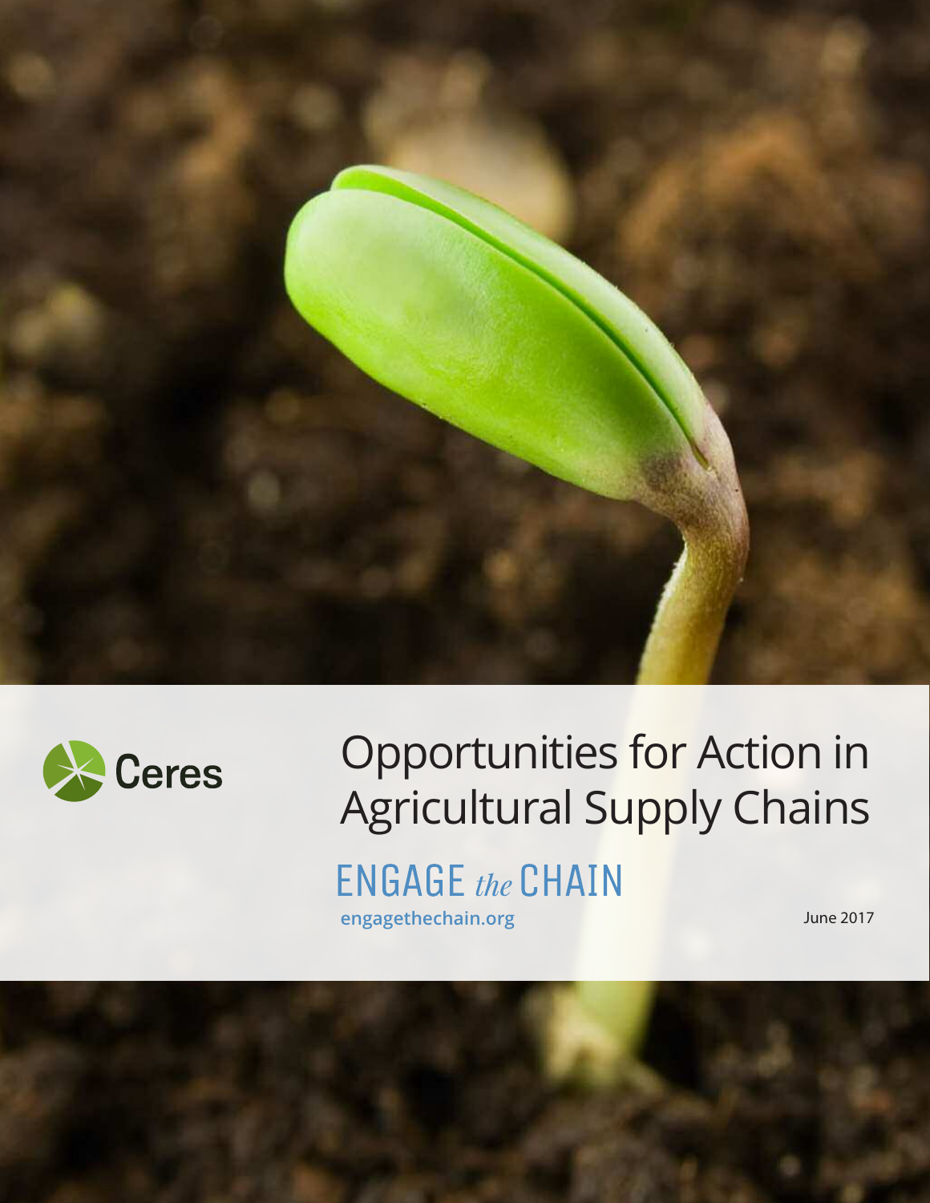Ceres

# Opportunities for Action in Agricultural Supply Chains

ENGAGE *the* CHAIN

engagethechain.org

June 2017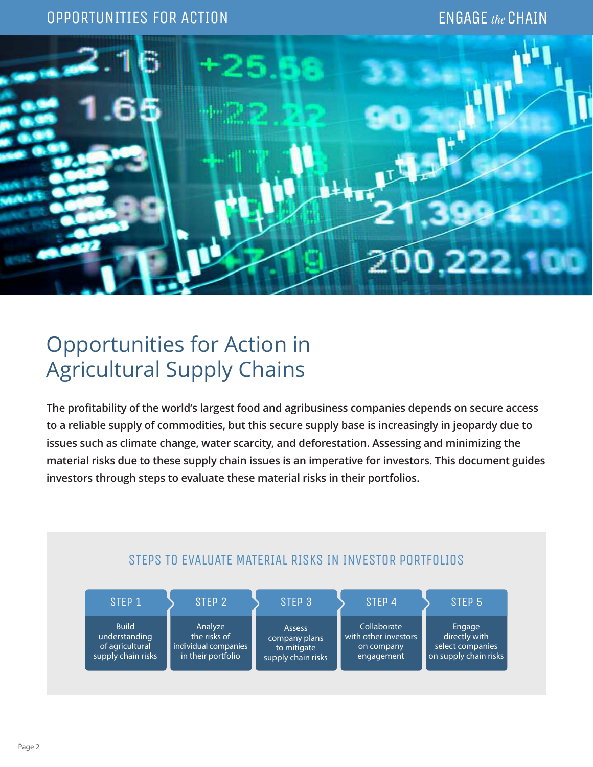# Opportunities for Action in Agricultural Supply Chains

**The profitability of the world's largest food and agribusiness companies depends on secure access to a reliable supply of commodities, but this secure supply base is increasingly in jeopardy due to issues such as climate change, water scarcity, and deforestation. Assessing and minimizing the material risks due to these supply chain issues is an imperative for investors. This document guides investors through steps to evaluate these material risks in their portfolios.**

## STEPS TO EVALUATE MATERIAL RISKS IN INVESTOR PORTFOLIOS

| STEP 1 | STEP 2 | STEP 3 | STEP 4 | STEP 5 |
| --- | --- | --- | --- | --- |
| Build understanding of agricultural supply chain risks | Analyze the risks of individual companies in their portfolio | Assess company plans to mitigate supply chain risks | Collaborate with other investors on company engagement | Engage directly with select companies on supply chain risks |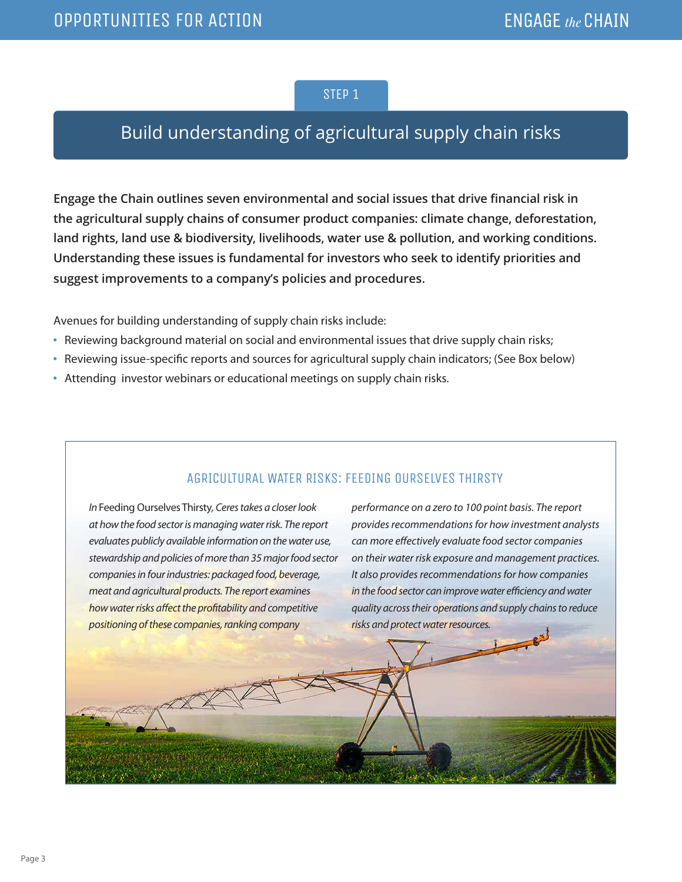STEP 1

## Build understanding of agricultural supply chain risks

**Engage the Chain outlines seven environmental and social issues that drive financial risk in the agricultural supply chains of consumer product companies: climate change, deforestation, land rights, land use & biodiversity, livelihoods, water use & pollution, and working conditions. Understanding these issues is fundamental for investors who seek to identify priorities and suggest improvements to a company's policies and procedures.**

Avenues for building understanding of supply chain risks include:

- Reviewing background material on social and environmental issues that drive supply chain risks;
- Reviewing issue-specific reports and sources for agricultural supply chain indicators; (See Box below)
- Attending investor webinars or educational meetings on supply chain risks.

### AGRICULTURAL WATER RISKS: FEEDING OURSELVES THIRSTY

*In* Feeding Ourselves Thirsty, *Ceres takes a closer look at how the food sector is managing water risk. The report evaluates publicly available information on the water use, stewardship and policies of more than 35 major food sector companies in four industries: packaged food, beverage, meat and agricultural products. The report examines how water risks affect the profitability and competitive positioning of these companies, ranking company performance on a zero to 100 point basis. The report provides recommendations for how investment analysts can more effectively evaluate food sector companies on their water risk exposure and management practices. It also provides recommendations for how companies in the food sector can improve water efficiency and water quality across their operations and supply chains to reduce risks and protect water resources.*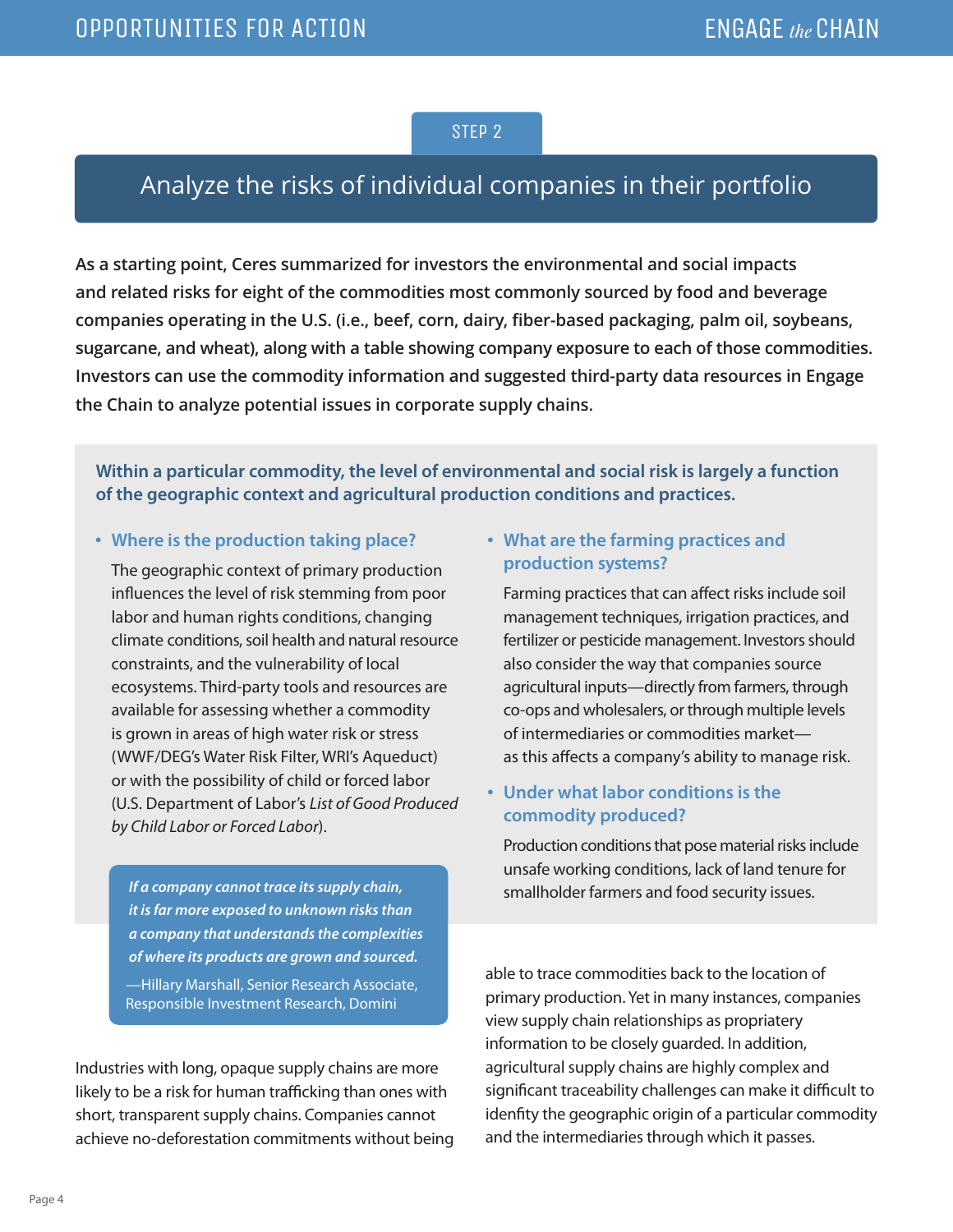STEP 2

## Analyze the risks of individual companies in their portfolio

**As a starting point, Ceres summarized for investors the environmental and social impacts and related risks for eight of the commodities most commonly sourced by food and beverage companies operating in the U.S. (i.e., beef, corn, dairy, fiber-based packaging, palm oil, soybeans, sugarcane, and wheat), along with a table showing company exposure to each of those commodities. Investors can use the commodity information and suggested third-party data resources in Engage the Chain to analyze potential issues in corporate supply chains.**

**Within a particular commodity, the level of environmental and social risk is largely a function of the geographic context and agricultural production conditions and practices.**

- **Where is the production taking place?**

  The geographic context of primary production influences the level of risk stemming from poor labor and human rights conditions, changing climate conditions, soil health and natural resource constraints, and the vulnerability of local ecosystems. Third-party tools and resources are available for assessing whether a commodity is grown in areas of high water risk or stress (WWF/DEG's Water Risk Filter, WRI's Aqueduct) or with the possibility of child or forced labor (U.S. Department of Labor's *List of Good Produced by Child Labor or Forced Labor*).

- **What are the farming practices and production systems?**

  Farming practices that can affect risks include soil management techniques, irrigation practices, and fertilizer or pesticide management. Investors should also consider the way that companies source agricultural inputs—directly from farmers, through co-ops and wholesalers, or through multiple levels of intermediaries or commodities market—as this affects a company's ability to manage risk.

- **Under what labor conditions is the commodity produced?**

  Production conditions that pose material risks include unsafe working conditions, lack of land tenure for smallholder farmers and food security issues.

> ***If a company cannot trace its supply chain, it is far more exposed to unknown risks than a company that understands the complexities of where its products are grown and sourced.***
>
> —Hillary Marshall, Senior Research Associate, Responsible Investment Research, Domini

Industries with long, opaque supply chains are more likely to be a risk for human trafficking than ones with short, transparent supply chains. Companies cannot achieve no-deforestation commitments without being able to trace commodities back to the location of primary production. Yet in many instances, companies view supply chain relationships as proprietary information to be closely guarded. In addition, agricultural supply chains are highly complex and significant traceability challenges can make it difficult to idenfity the geographic origin of a particular commodity and the intermediaries through which it passes.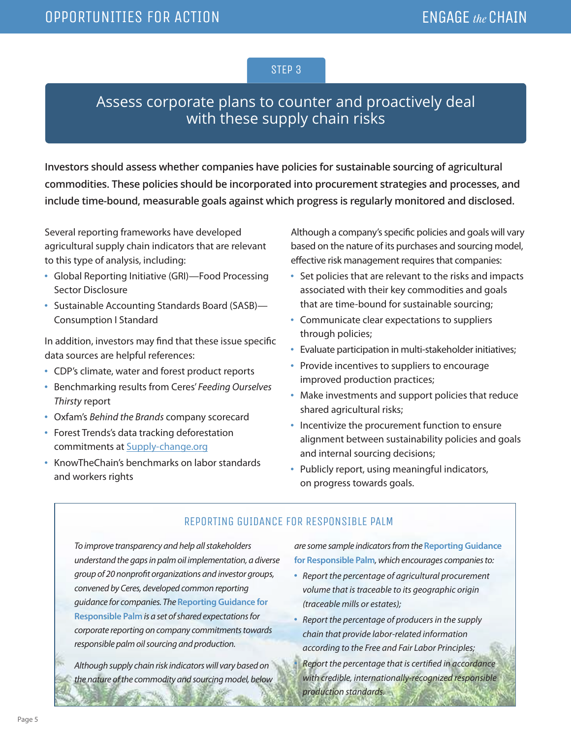STEP 3

## Assess corporate plans to counter and proactively deal with these supply chain risks

**Investors should assess whether companies have policies for sustainable sourcing of agricultural commodities. These policies should be incorporated into procurement strategies and processes, and include time-bound, measurable goals against which progress is regularly monitored and disclosed.**

Several reporting frameworks have developed agricultural supply chain indicators that are relevant to this type of analysis, including:

- Global Reporting Initiative (GRI)—Food Processing Sector Disclosure
- Sustainable Accounting Standards Board (SASB)—Consumption I Standard

In addition, investors may find that these issue specific data sources are helpful references:

- CDP's climate, water and forest product reports
- Benchmarking results from Ceres' *Feeding Ourselves Thirsty* report
- Oxfam's *Behind the Brands* company scorecard
- Forest Trends's data tracking deforestation commitments at Supply-change.org
- KnowTheChain's benchmarks on labor standards and workers rights

Although a company's specific policies and goals will vary based on the nature of its purchases and sourcing model, effective risk management requires that companies:

- Set policies that are relevant to the risks and impacts associated with their key commodities and goals that are time-bound for sustainable sourcing;
- Communicate clear expectations to suppliers through policies;
- Evaluate participation in multi-stakeholder initiatives;
- Provide incentives to suppliers to encourage improved production practices;
- Make investments and support policies that reduce shared agricultural risks;
- Incentivize the procurement function to ensure alignment between sustainability policies and goals and internal sourcing decisions;
- Publicly report, using meaningful indicators, on progress towards goals.

### REPORTING GUIDANCE FOR RESPONSIBLE PALM

*To improve transparency and help all stakeholders understand the gaps in palm oil implementation, a diverse group of 20 nonprofit organizations and investor groups, convened by Ceres, developed common reporting guidance for companies. The* **Reporting Guidance for Responsible Palm** *is a set of shared expectations for corporate reporting on company commitments towards responsible palm oil sourcing and production.*

*Although supply chain risk indicators will vary based on the nature of the commodity and sourcing model, below are some sample indicators from the* **Reporting Guidance for Responsible Palm***, which encourages companies to:*

- *Report the percentage of agricultural procurement volume that is traceable to its geographic origin (traceable mills or estates);*
- *Report the percentage of producers in the supply chain that provide labor-related information according to the Free and Fair Labor Principles;*
- *Report the percentage that is certified in accordance with credible, internationally-recognized responsible production standards.*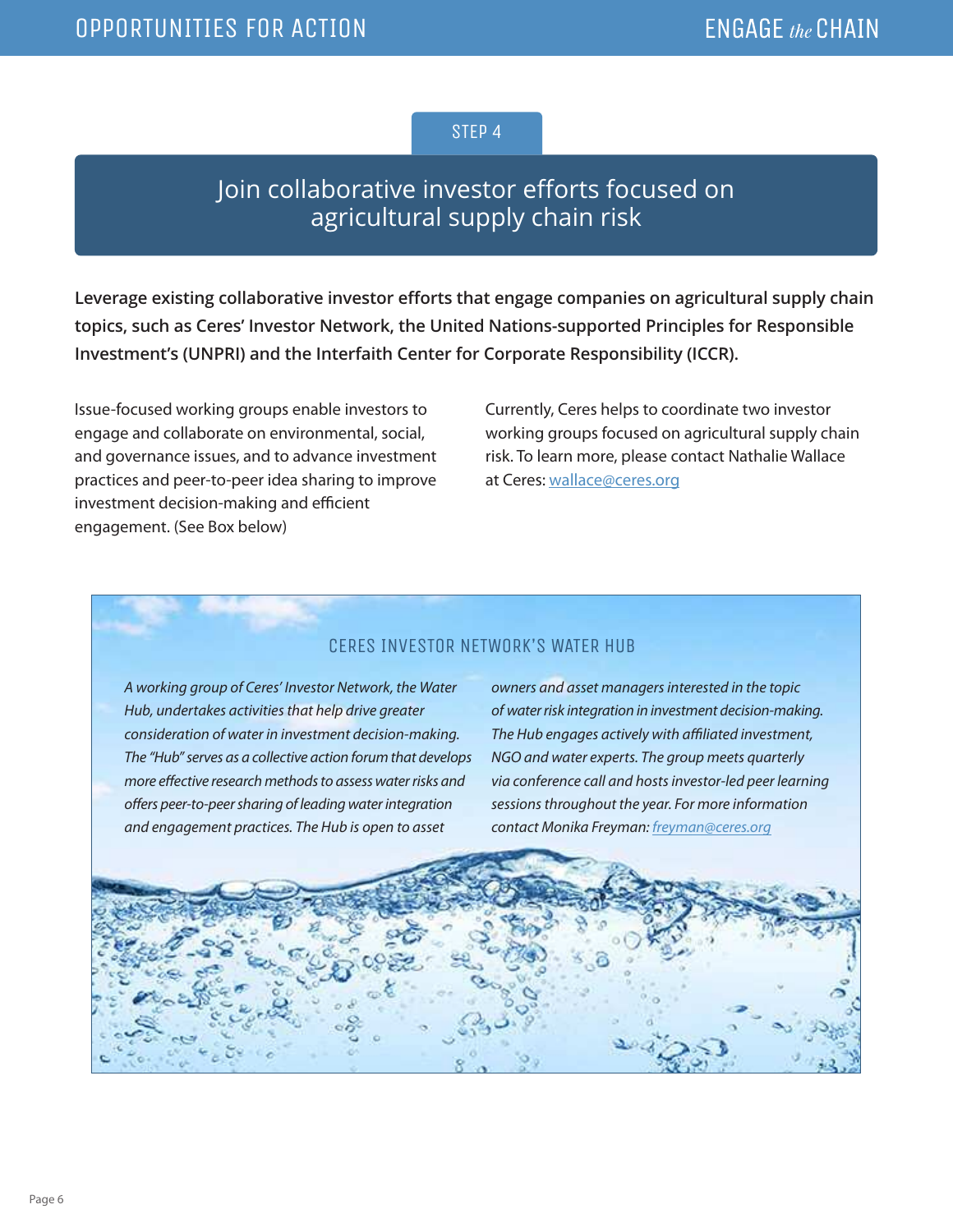STEP 4

# Join collaborative investor efforts focused on agricultural supply chain risk

**Leverage existing collaborative investor efforts that engage companies on agricultural supply chain topics, such as Ceres' Investor Network, the United Nations-supported Principles for Responsible Investment's (UNPRI) and the Interfaith Center for Corporate Responsibility (ICCR).**

Issue-focused working groups enable investors to engage and collaborate on environmental, social, and governance issues, and to advance investment practices and peer-to-peer idea sharing to improve investment decision-making and efficient engagement. (See Box below)

Currently, Ceres helps to coordinate two investor working groups focused on agricultural supply chain risk. To learn more, please contact Nathalie Wallace at Ceres: wallace@ceres.org

## CERES INVESTOR NETWORK'S WATER HUB

*A working group of Ceres' Investor Network, the Water Hub, undertakes activities that help drive greater consideration of water in investment decision-making. The "Hub" serves as a collective action forum that develops more effective research methods to assess water risks and offers peer-to-peer sharing of leading water integration and engagement practices. The Hub is open to asset owners and asset managers interested in the topic of water risk integration in investment decision-making. The Hub engages actively with affiliated investment, NGO and water experts. The group meets quarterly via conference call and hosts investor-led peer learning sessions throughout the year. For more information contact Monika Freyman: freyman@ceres.org*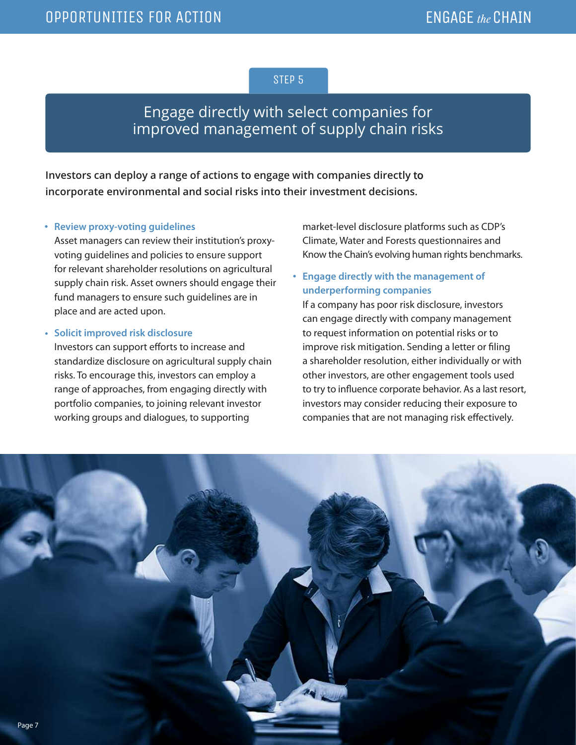STEP 5

## Engage directly with select companies for improved management of supply chain risks

**Investors can deploy a range of actions to engage with companies directly to incorporate environmental and social risks into their investment decisions.**

- **Review proxy-voting guidelines**
  Asset managers can review their institution's proxy-voting guidelines and policies to ensure support for relevant shareholder resolutions on agricultural supply chain risk. Asset owners should engage their fund managers to ensure such guidelines are in place and are acted upon.

- **Solicit improved risk disclosure**
  Investors can support efforts to increase and standardize disclosure on agricultural supply chain risks. To encourage this, investors can employ a range of approaches, from engaging directly with portfolio companies, to joining relevant investor working groups and dialogues, to supporting market-level disclosure platforms such as CDP's Climate, Water and Forests questionnaires and Know the Chain's evolving human rights benchmarks.

- **Engage directly with the management of underperforming companies**
  If a company has poor risk disclosure, investors can engage directly with company management to request information on potential risks or to improve risk mitigation. Sending a letter or filing a shareholder resolution, either individually or with other investors, are other engagement tools used to try to influence corporate behavior. As a last resort, investors may consider reducing their exposure to companies that are not managing risk effectively.